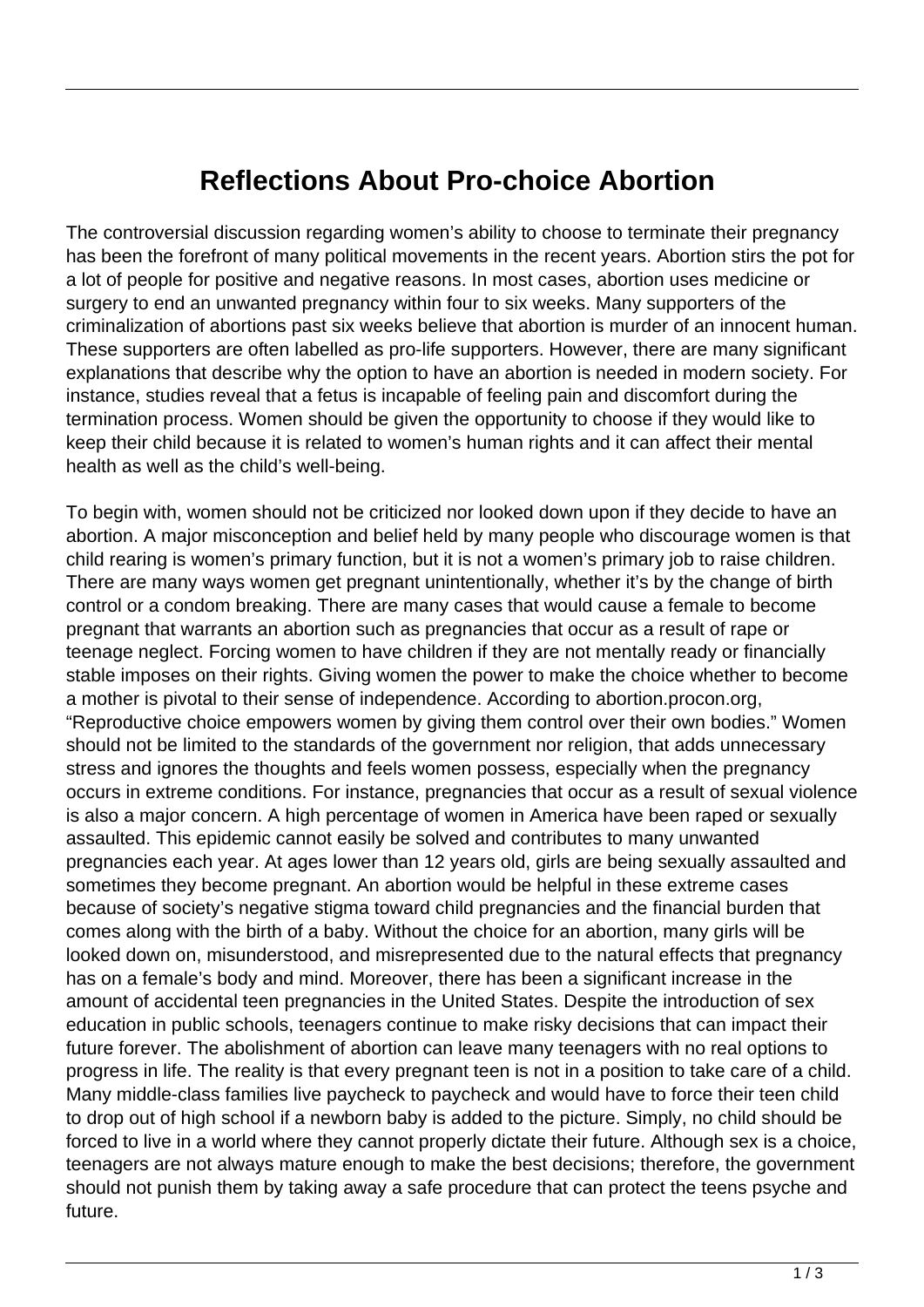# Reflections About Pro-choice Abortion

The controversial discussion regarding women's ability to choose to terminate their pregnancy has been the forefront of many political movements in the recent years. Abortion stirs the pot for a lot of people for positive and negative reasons. In most cases, abortion uses medicine or surgery to end an unwanted pregnancy within four to six weeks. Many supporters of the criminalization of abortions past six weeks believe that abortion is murder of an innocent human. These supporters are often labelled as pro-life supporters. However, there are many significant explanations that describe why the option to have an abortion is needed in modern society. For instance, studies reveal that a fetus is incapable of feeling pain and discomfort during the termination process. Women should be given the opportunity to choose if they would like to keep their child because it is related to women's human rights and it can affect their mental health as well as the child's well-being.

To begin with, women should not be criticized nor looked down upon if they decide to have an abortion. A major misconception and belief held by many people who discourage women is that child rearing is women's primary function, but it is not a women's primary job to raise children. There are many ways women get pregnant unintentionally, whether it's by the change of birth control or a condom breaking. There are many cases that would cause a female to become pregnant that warrants an abortion such as pregnancies that occur as a result of rape or teenage neglect. Forcing women to have children if they are not mentally ready or financially stable imposes on their rights. Giving women the power to make the choice whether to become a mother is pivotal to their sense of independence. According to abortion.procon.org, "Reproductive choice empowers women by giving them control over their own bodies." Women should not be limited to the standards of the government nor religion, that adds unnecessary stress and ignores the thoughts and feels women possess, especially when the pregnancy occurs in extreme conditions. For instance, pregnancies that occur as a result of sexual violence is also a major concern. A high percentage of women in America have been raped or sexually assaulted. This epidemic cannot easily be solved and contributes to many unwanted pregnancies each year. At ages lower than 12 years old, girls are being sexually assaulted and sometimes they become pregnant. An abortion would be helpful in these extreme cases because of society's negative stigma toward child pregnancies and the financial burden that comes along with the birth of a baby. Without the choice for an abortion, many girls will be looked down on, misunderstood, and misrepresented due to the natural effects that pregnancy has on a female's body and mind. Moreover, there has been a significant increase in the amount of accidental teen pregnancies in the United States. Despite the introduction of sex education in public schools, teenagers continue to make risky decisions that can impact their future forever. The abolishment of abortion can leave many teenagers with no real options to progress in life. The reality is that every pregnant teen is not in a position to take care of a child. Many middle-class families live paycheck to paycheck and would have to force their teen child to drop out of high school if a newborn baby is added to the picture. Simply, no child should be forced to live in a world where they cannot properly dictate their future. Although sex is a choice, teenagers are not always mature enough to make the best decisions; therefore, the government should not punish them by taking away a safe procedure that can protect the teens psyche and future.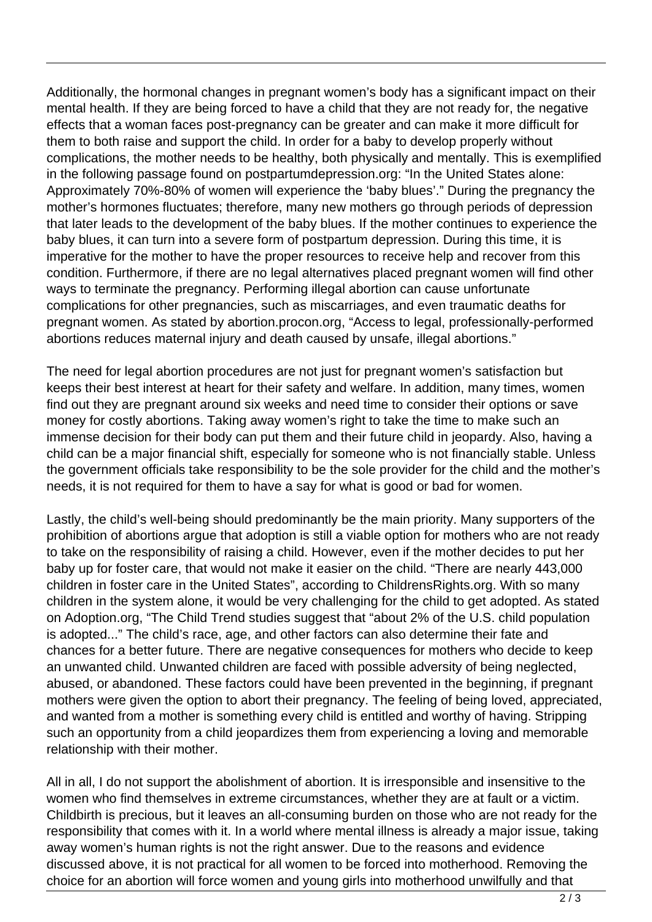Additionally, the hormonal changes in pregnant women's body has a significant impact on their mental health. If they are being forced to have a child that they are not ready for, the negative effects that a woman faces post-pregnancy can be greater and can make it more difficult for them to both raise and support the child. In order for a baby to develop properly without complications, the mother needs to be healthy, both physically and mentally. This is exemplified in the following passage found on postpartumdepression.org: "In the United States alone: Approximately 70%-80% of women will experience the 'baby blues'." During the pregnancy the mother's hormones fluctuates; therefore, many new mothers go through periods of depression that later leads to the development of the baby blues. If the mother continues to experience the baby blues, it can turn into a severe form of postpartum depression. During this time, it is imperative for the mother to have the proper resources to receive help and recover from this condition. Furthermore, if there are no legal alternatives placed pregnant women will find other ways to terminate the pregnancy. Performing illegal abortion can cause unfortunate complications for other pregnancies, such as miscarriages, and even traumatic deaths for pregnant women. As stated by abortion.procon.org, "Access to legal, professionally-performed abortions reduces maternal injury and death caused by unsafe, illegal abortions."

The need for legal abortion procedures are not just for pregnant women's satisfaction but keeps their best interest at heart for their safety and welfare. In addition, many times, women find out they are pregnant around six weeks and need time to consider their options or save money for costly abortions. Taking away women's right to take the time to make such an immense decision for their body can put them and their future child in jeopardy. Also, having a child can be a major financial shift, especially for someone who is not financially stable. Unless the government officials take responsibility to be the sole provider for the child and the mother's needs, it is not required for them to have a say for what is good or bad for women.

Lastly, the child's well-being should predominantly be the main priority. Many supporters of the prohibition of abortions argue that adoption is still a viable option for mothers who are not ready to take on the responsibility of raising a child. However, even if the mother decides to put her baby up for foster care, that would not make it easier on the child. "There are nearly 443,000 children in foster care in the United States", according to ChildrensRights.org. With so many children in the system alone, it would be very challenging for the child to get adopted. As stated on Adoption.org, "The Child Trend studies suggest that "about 2% of the U.S. child population is adopted..." The child's race, age, and other factors can also determine their fate and chances for a better future. There are negative consequences for mothers who decide to keep an unwanted child. Unwanted children are faced with possible adversity of being neglected, abused, or abandoned. These factors could have been prevented in the beginning, if pregnant mothers were given the option to abort their pregnancy. The feeling of being loved, appreciated, and wanted from a mother is something every child is entitled and worthy of having. Stripping such an opportunity from a child jeopardizes them from experiencing a loving and memorable relationship with their mother.

All in all, I do not support the abolishment of abortion. It is irresponsible and insensitive to the women who find themselves in extreme circumstances, whether they are at fault or a victim. Childbirth is precious, but it leaves an all-consuming burden on those who are not ready for the responsibility that comes with it. In a world where mental illness is already a major issue, taking away women's human rights is not the right answer. Due to the reasons and evidence discussed above, it is not practical for all women to be forced into motherhood. Removing the choice for an abortion will force women and young girls into motherhood unwilfully and that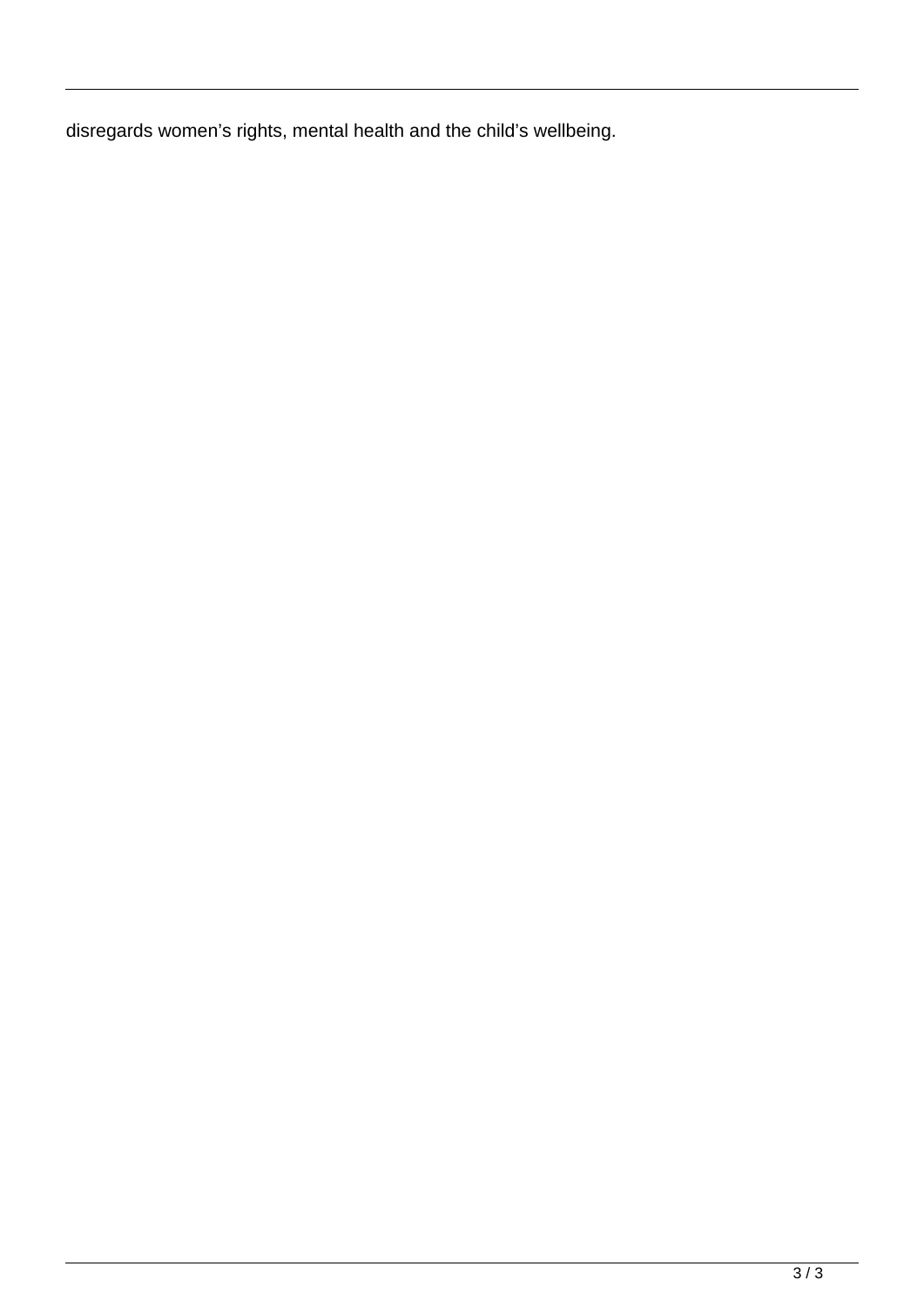disregards women's rights, mental health and the child's wellbeing.